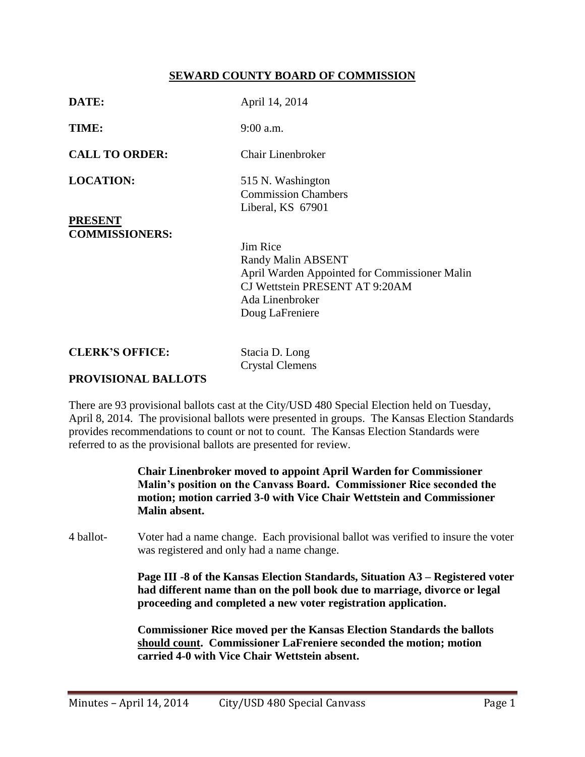# SEWARD COUNTY BOARD OF COMMISSION

**DATE:** April 14, 2014

**TIME:** 9:00 a.m.

**CALL TO ORDER:** Chair Linenbroker

**LOCATION:** 515 N. Washington
Commission Chambers
Liberal, KS 67901

**PRESENT COMMISSIONERS:**

Jim Rice
Randy Malin ABSENT
April Warden Appointed for Commissioner Malin
CJ Wettstein PRESENT AT 9:20AM
Ada Linenbroker
Doug LaFreniere

**CLERK'S OFFICE:** Stacia D. Long
Crystal Clemens

## PROVISIONAL BALLOTS

There are 93 provisional ballots cast at the City/USD 480 Special Election held on Tuesday, April 8, 2014. The provisional ballots were presented in groups. The Kansas Election Standards provides recommendations to count or not to count. The Kansas Election Standards were referred to as the provisional ballots are presented for review.

**Chair Linenbroker moved to appoint April Warden for Commissioner Malin's position on the Canvass Board. Commissioner Rice seconded the motion; motion carried 3-0 with Vice Chair Wettstein and Commissioner Malin absent.**

4 ballot- Voter had a name change. Each provisional ballot was verified to insure the voter was registered and only had a name change.

**Page III -8 of the Kansas Election Standards, Situation A3 – Registered voter had different name than on the poll book due to marriage, divorce or legal proceeding and completed a new voter registration application.**

**Commissioner Rice moved per the Kansas Election Standards the ballots <u>should count</u>. Commissioner LaFreniere seconded the motion; motion carried 4-0 with Vice Chair Wettstein absent.**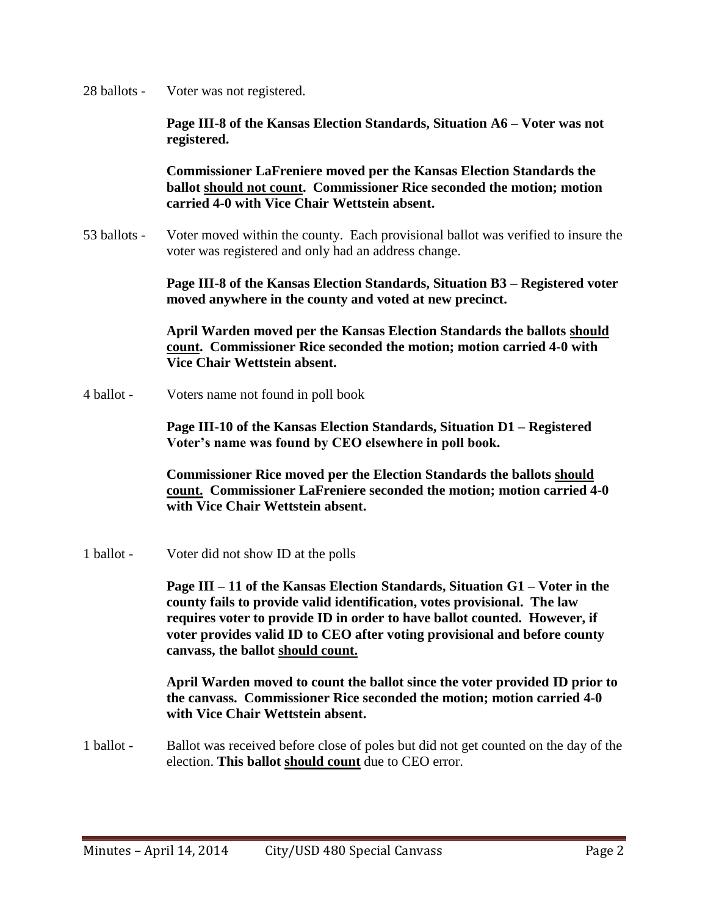28 ballots - Voter was not registered.

**Page III-8 of the Kansas Election Standards, Situation A6 – Voter was not registered.**

**Commissioner LaFreniere moved per the Kansas Election Standards the ballot <u>should not count</u>. Commissioner Rice seconded the motion; motion carried 4-0 with Vice Chair Wettstein absent.**

53 ballots - Voter moved within the county. Each provisional ballot was verified to insure the voter was registered and only had an address change.

**Page III-8 of the Kansas Election Standards, Situation B3 – Registered voter moved anywhere in the county and voted at new precinct.**

**April Warden moved per the Kansas Election Standards the ballots <u>should count</u>. Commissioner Rice seconded the motion; motion carried 4-0 with Vice Chair Wettstein absent.**

4 ballot - Voters name not found in poll book

**Page III-10 of the Kansas Election Standards, Situation D1 – Registered Voter's name was found by CEO elsewhere in poll book.**

**Commissioner Rice moved per the Election Standards the ballots <u>should count.</u> Commissioner LaFreniere seconded the motion; motion carried 4-0 with Vice Chair Wettstein absent.**

1 ballot - Voter did not show ID at the polls

**Page III – 11 of the Kansas Election Standards, Situation G1 – Voter in the county fails to provide valid identification, votes provisional. The law requires voter to provide ID in order to have ballot counted. However, if voter provides valid ID to CEO after voting provisional and before county canvass, the ballot <u>should count.</u>**

**April Warden moved to count the ballot since the voter provided ID prior to the canvass. Commissioner Rice seconded the motion; motion carried 4-0 with Vice Chair Wettstein absent.**

1 ballot - Ballot was received before close of poles but did not get counted on the day of the election. **This ballot <u>should count</u>** due to CEO error.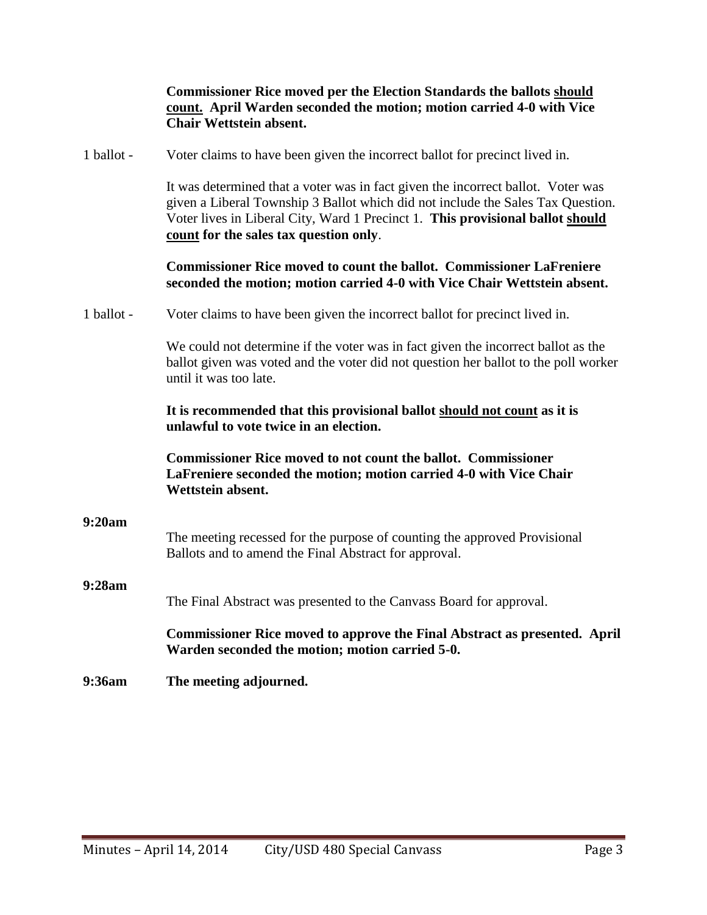**Commissioner Rice moved per the Election Standards the ballots <u>should count.</u> April Warden seconded the motion; motion carried 4-0 with Vice Chair Wettstein absent.**

1 ballot - Voter claims to have been given the incorrect ballot for precinct lived in.

It was determined that a voter was in fact given the incorrect ballot. Voter was given a Liberal Township 3 Ballot which did not include the Sales Tax Question. Voter lives in Liberal City, Ward 1 Precinct 1. **This provisional ballot <u>should count</u> for the sales tax question only**.

**Commissioner Rice moved to count the ballot. Commissioner LaFreniere seconded the motion; motion carried 4-0 with Vice Chair Wettstein absent.**

1 ballot - Voter claims to have been given the incorrect ballot for precinct lived in.

We could not determine if the voter was in fact given the incorrect ballot as the ballot given was voted and the voter did not question her ballot to the poll worker until it was too late.

**It is recommended that this provisional ballot <u>should not count</u> as it is unlawful to vote twice in an election.**

**Commissioner Rice moved to not count the ballot. Commissioner LaFreniere seconded the motion; motion carried 4-0 with Vice Chair Wettstein absent.**

**9:20am**

The meeting recessed for the purpose of counting the approved Provisional Ballots and to amend the Final Abstract for approval.

**9:28am**

The Final Abstract was presented to the Canvass Board for approval.

**Commissioner Rice moved to approve the Final Abstract as presented. April Warden seconded the motion; motion carried 5-0.**

**9:36am The meeting adjourned.**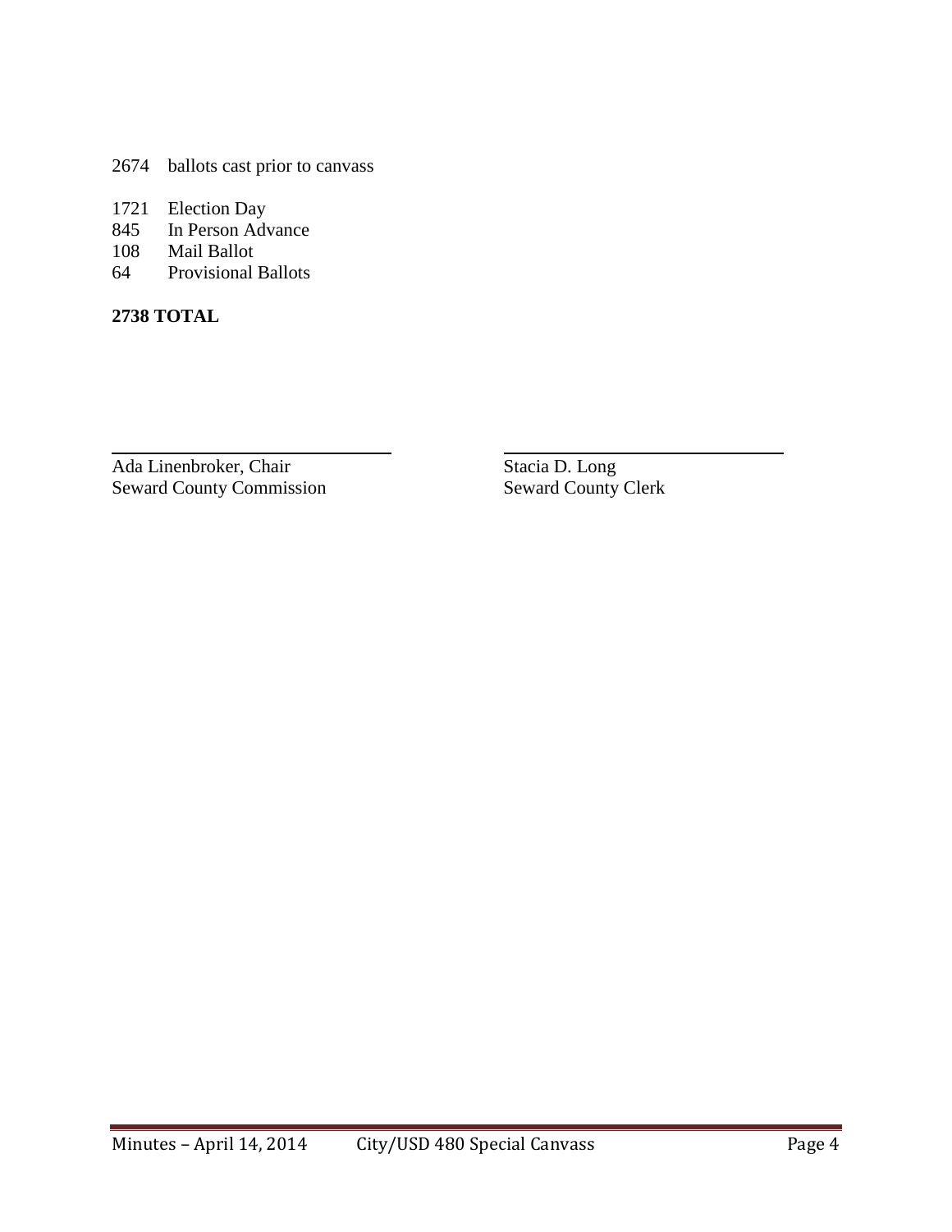2674 ballots cast prior to canvass

1721 Election Day
845 In Person Advance
108 Mail Ballot
64 Provisional Ballots

**2738 TOTAL**

Ada Linenbroker, Chair
Seward County Commission

Stacia D. Long
Seward County Clerk